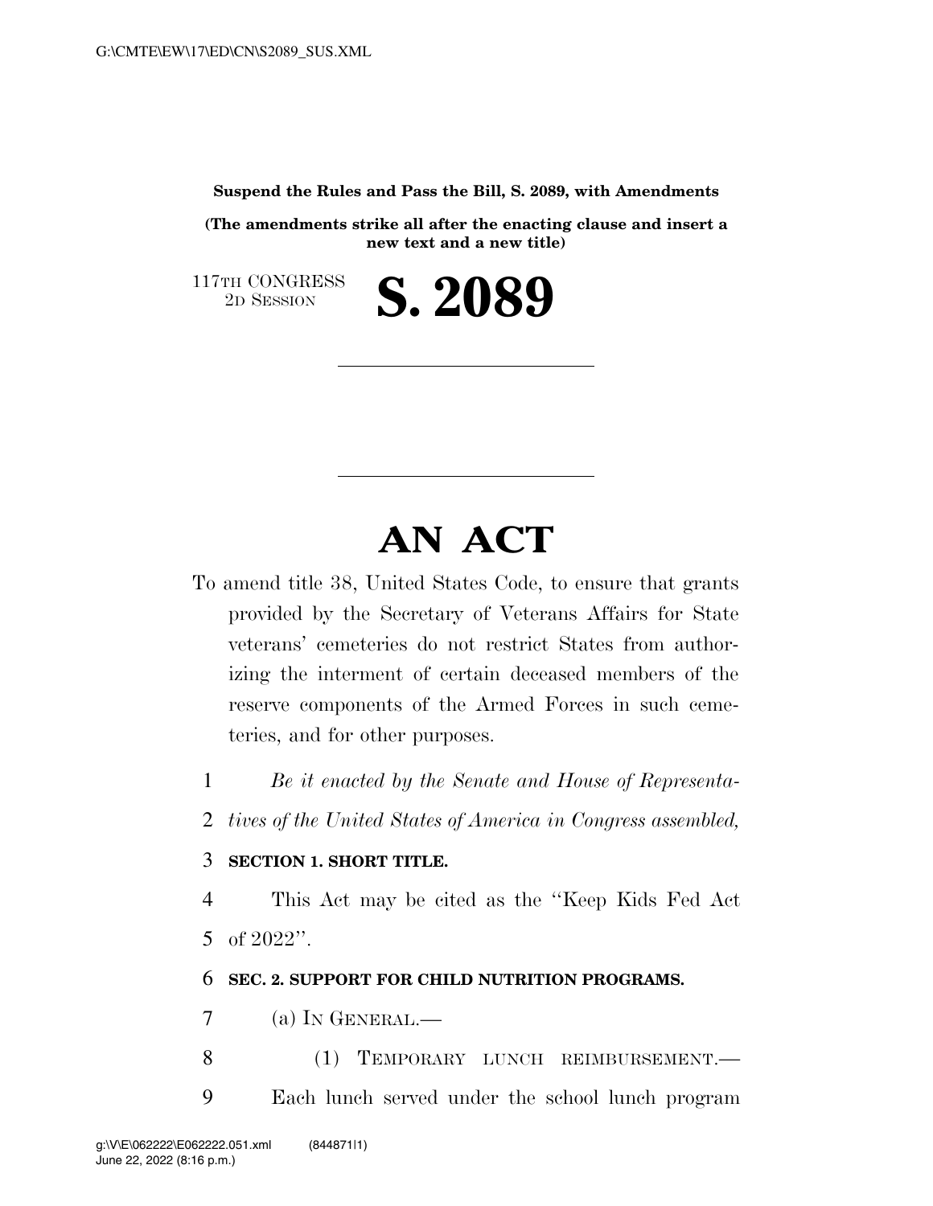**Suspend the Rules and Pass the Bill, S. 2089, with Amendments**

**(The amendments strike all after the enacting clause and insert a new text and a new title)**

117TH CONGRESS
2D SESSION

# S. 2089

# AN ACT

To amend title 38, United States Code, to ensure that grants provided by the Secretary of Veterans Affairs for State veterans' cemeteries do not restrict States from authorizing the interment of certain deceased members of the reserve components of the Armed Forces in such cemeteries, and for other purposes.

*Be it enacted by the Senate and House of Representatives of the United States of America in Congress assembled,*

**SECTION 1. SHORT TITLE.**

This Act may be cited as the "Keep Kids Fed Act of 2022".

**SEC. 2. SUPPORT FOR CHILD NUTRITION PROGRAMS.**

(a) IN GENERAL.—

(1) TEMPORARY LUNCH REIMBURSEMENT.— Each lunch served under the school lunch program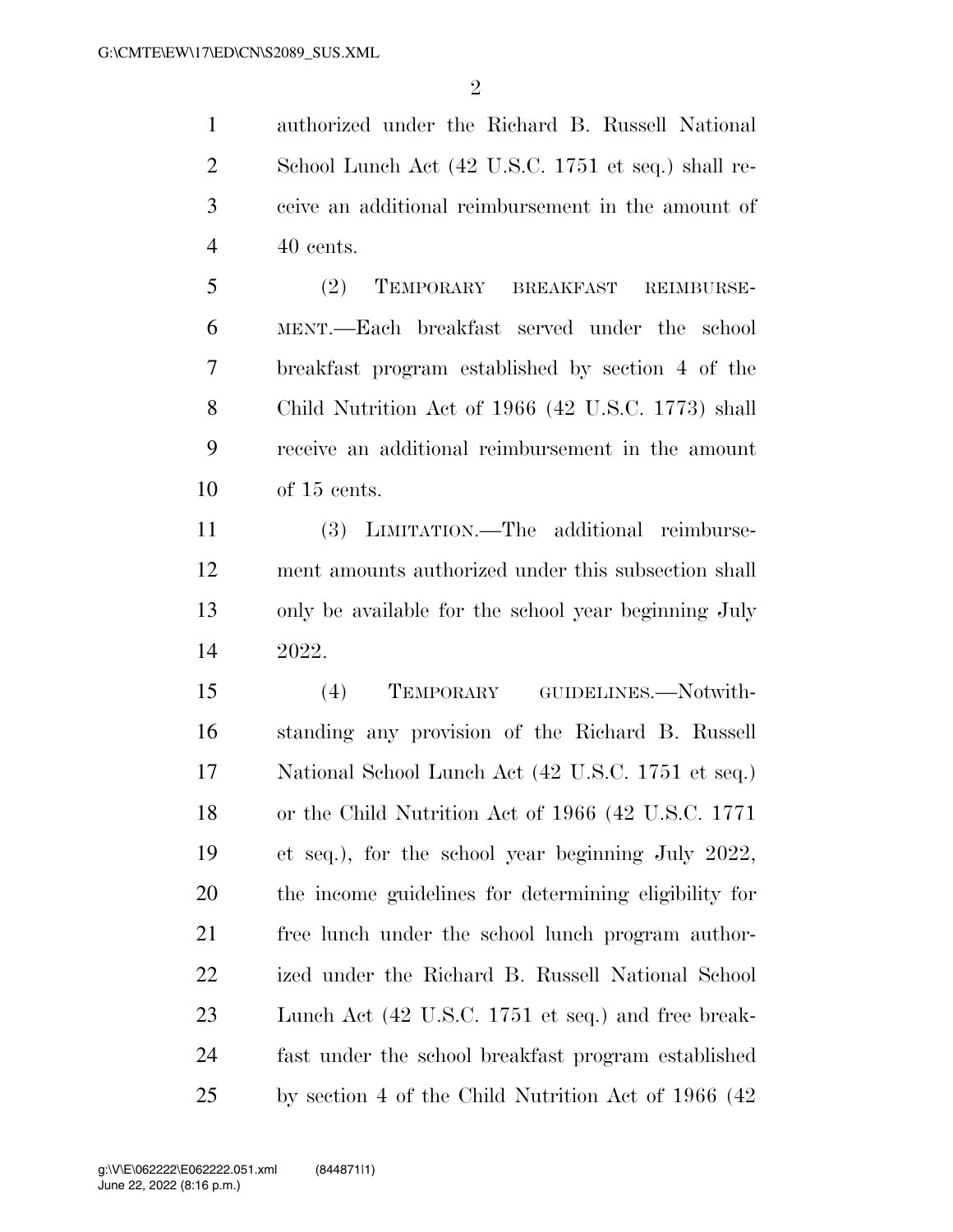authorized under the Richard B. Russell National School Lunch Act (42 U.S.C. 1751 et seq.) shall receive an additional reimbursement in the amount of 40 cents.

(2) TEMPORARY BREAKFAST REIMBURSEMENT.—Each breakfast served under the school breakfast program established by section 4 of the Child Nutrition Act of 1966 (42 U.S.C. 1773) shall receive an additional reimbursement in the amount of 15 cents.

(3) LIMITATION.—The additional reimbursement amounts authorized under this subsection shall only be available for the school year beginning July 2022.

(4) TEMPORARY GUIDELINES.—Notwithstanding any provision of the Richard B. Russell National School Lunch Act (42 U.S.C. 1751 et seq.) or the Child Nutrition Act of 1966 (42 U.S.C. 1771 et seq.), for the school year beginning July 2022, the income guidelines for determining eligibility for free lunch under the school lunch program authorized under the Richard B. Russell National School Lunch Act (42 U.S.C. 1751 et seq.) and free breakfast under the school breakfast program established by section 4 of the Child Nutrition Act of 1966 (42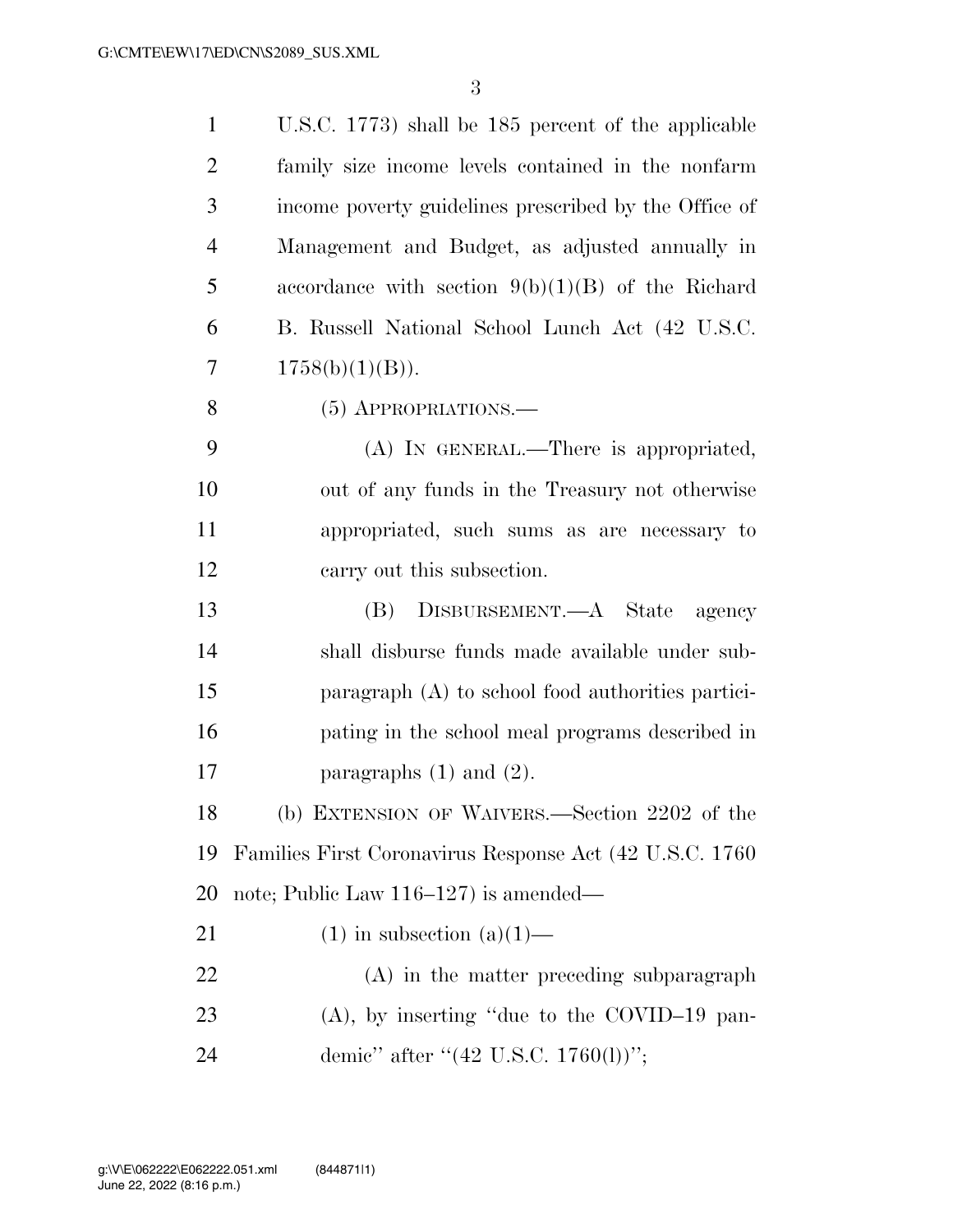U.S.C. 1773) shall be 185 percent of the applicable family size income levels contained in the nonfarm income poverty guidelines prescribed by the Office of Management and Budget, as adjusted annually in accordance with section 9(b)(1)(B) of the Richard B. Russell National School Lunch Act (42 U.S.C. 1758(b)(1)(B)).

(5) APPROPRIATIONS.—

(A) IN GENERAL.—There is appropriated, out of any funds in the Treasury not otherwise appropriated, such sums as are necessary to carry out this subsection.

(B) DISBURSEMENT.—A State agency shall disburse funds made available under subparagraph (A) to school food authorities participating in the school meal programs described in paragraphs (1) and (2).

(b) EXTENSION OF WAIVERS.—Section 2202 of the Families First Coronavirus Response Act (42 U.S.C. 1760 note; Public Law 116–127) is amended—

(1) in subsection (a)(1)—

(A) in the matter preceding subparagraph (A), by inserting "due to the COVID–19 pandemic" after "(42 U.S.C. 1760(l))";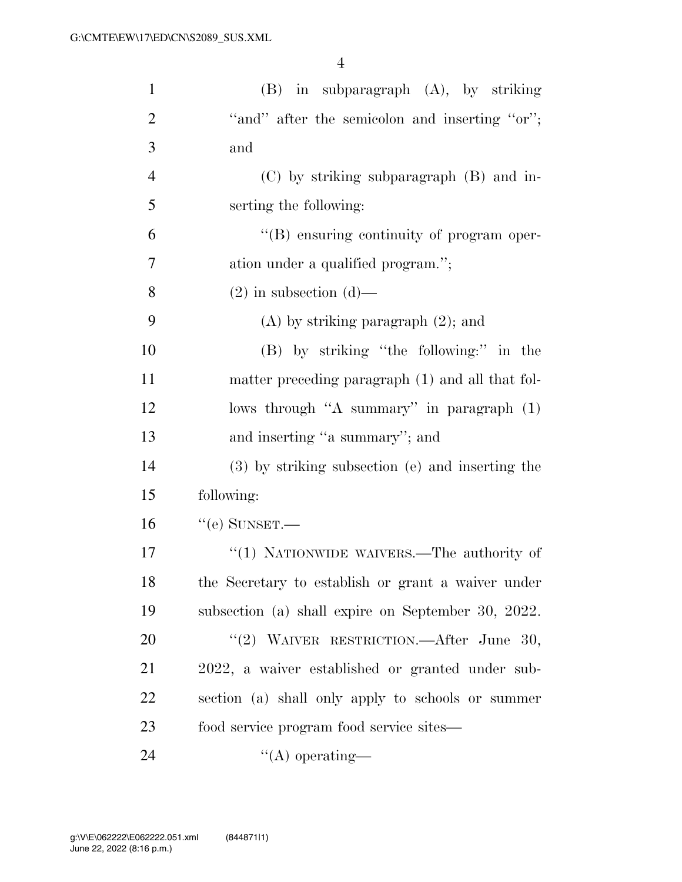(B) in subparagraph (A), by striking "and" after the semicolon and inserting "or"; and

(C) by striking subparagraph (B) and inserting the following:

"(B) ensuring continuity of program operation under a qualified program.";

(2) in subsection (d)—

(A) by striking paragraph (2); and

(B) by striking "the following:" in the matter preceding paragraph (1) and all that follows through "A summary" in paragraph (1) and inserting "a summary"; and

(3) by striking subsection (e) and inserting the following:

"(e) SUNSET.—

"(1) NATIONWIDE WAIVERS.—The authority of the Secretary to establish or grant a waiver under subsection (a) shall expire on September 30, 2022.

"(2) WAIVER RESTRICTION.—After June 30, 2022, a waiver established or granted under subsection (a) shall only apply to schools or summer food service program food service sites—

"(A) operating—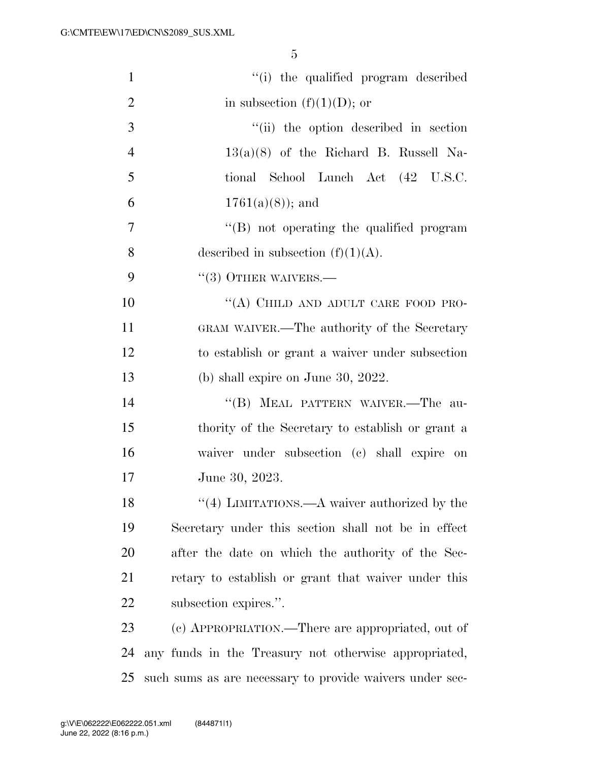"(i) the qualified program described in subsection (f)(1)(D); or

"(ii) the option described in section 13(a)(8) of the Richard B. Russell National School Lunch Act (42 U.S.C. 1761(a)(8)); and

"(B) not operating the qualified program described in subsection (f)(1)(A).

"(3) OTHER WAIVERS.—

"(A) CHILD AND ADULT CARE FOOD PROGRAM WAIVER.—The authority of the Secretary to establish or grant a waiver under subsection (b) shall expire on June 30, 2022.

"(B) MEAL PATTERN WAIVER.—The authority of the Secretary to establish or grant a waiver under subsection (c) shall expire on June 30, 2023.

"(4) LIMITATIONS.—A waiver authorized by the Secretary under this section shall not be in effect after the date on which the authority of the Secretary to establish or grant that waiver under this subsection expires.".

(c) APPROPRIATION.—There are appropriated, out of any funds in the Treasury not otherwise appropriated, such sums as are necessary to provide waivers under sec-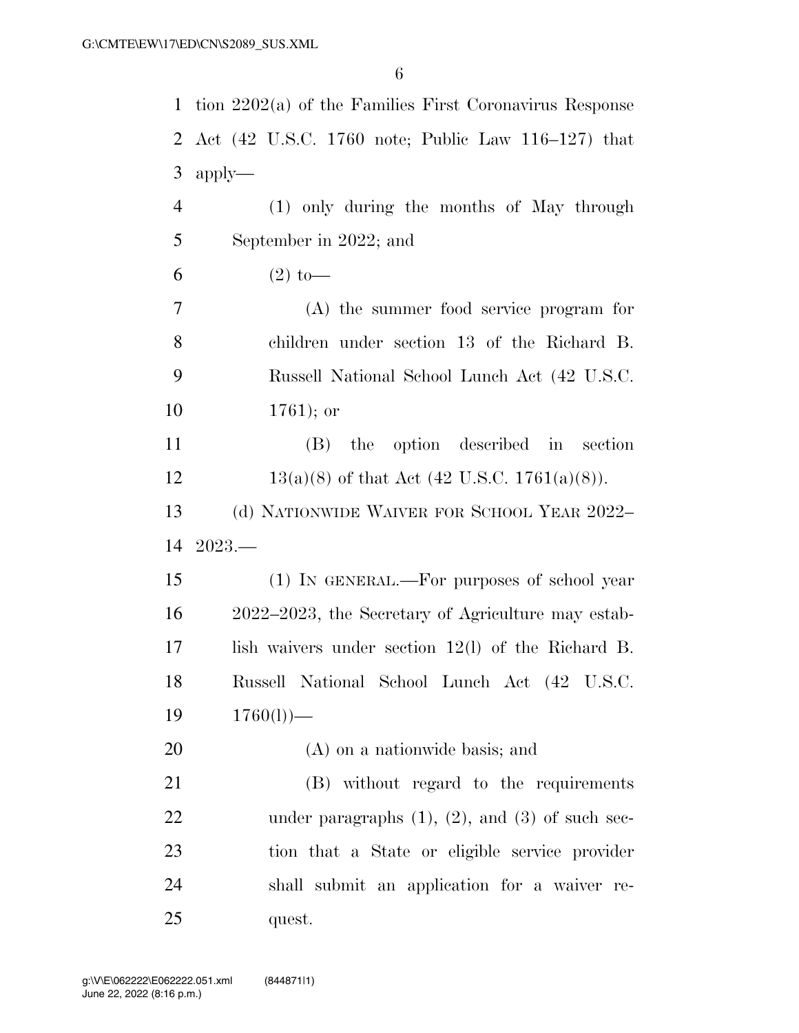tion 2202(a) of the Families First Coronavirus Response Act (42 U.S.C. 1760 note; Public Law 116–127) that apply—

(1) only during the months of May through September in 2022; and

(2) to—

(A) the summer food service program for children under section 13 of the Richard B. Russell National School Lunch Act (42 U.S.C. 1761); or

(B) the option described in section 13(a)(8) of that Act (42 U.S.C. 1761(a)(8)).

(d) NATIONWIDE WAIVER FOR SCHOOL YEAR 2022–2023.—

(1) IN GENERAL.—For purposes of school year 2022–2023, the Secretary of Agriculture may establish waivers under section 12(l) of the Richard B. Russell National School Lunch Act (42 U.S.C. 1760(l))—

(A) on a nationwide basis; and

(B) without regard to the requirements under paragraphs (1), (2), and (3) of such section that a State or eligible service provider shall submit an application for a waiver request.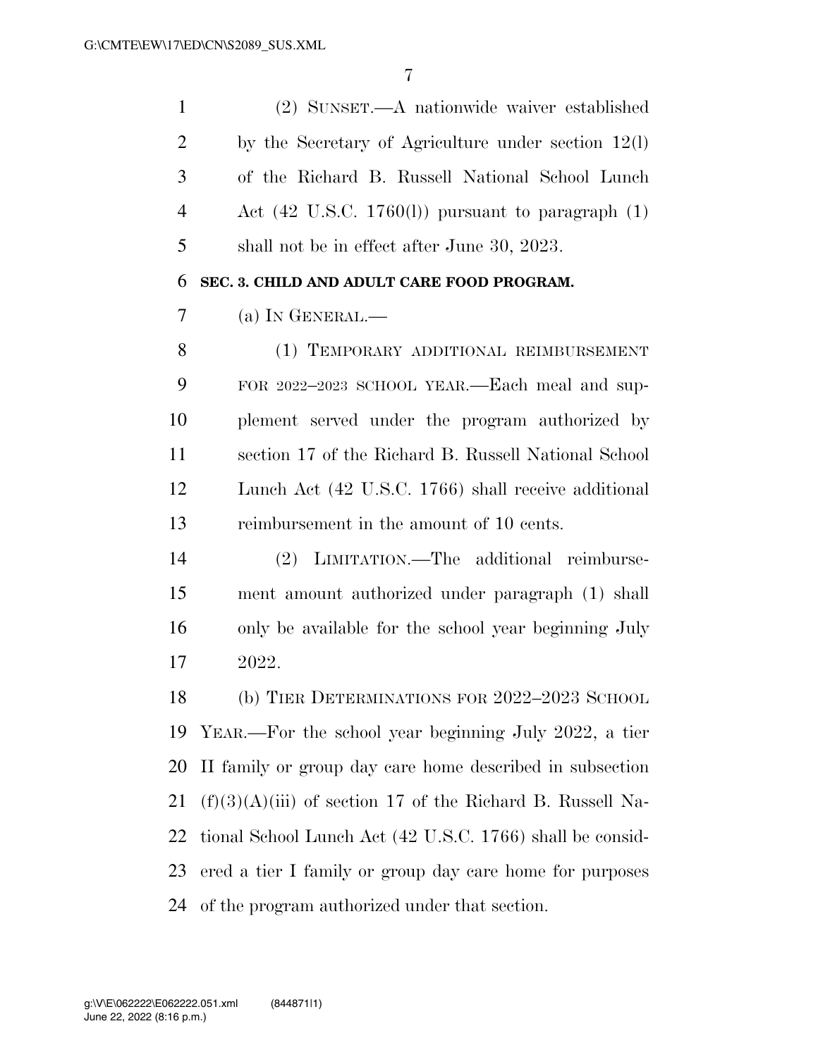(2) SUNSET.—A nationwide waiver established by the Secretary of Agriculture under section 12(l) of the Richard B. Russell National School Lunch Act (42 U.S.C. 1760(l)) pursuant to paragraph (1) shall not be in effect after June 30, 2023.

### SEC. 3. CHILD AND ADULT CARE FOOD PROGRAM.

(a) IN GENERAL.—

(1) TEMPORARY ADDITIONAL REIMBURSEMENT FOR 2022–2023 SCHOOL YEAR.—Each meal and supplement served under the program authorized by section 17 of the Richard B. Russell National School Lunch Act (42 U.S.C. 1766) shall receive additional reimbursement in the amount of 10 cents.

(2) LIMITATION.—The additional reimbursement amount authorized under paragraph (1) shall only be available for the school year beginning July 2022.

(b) TIER DETERMINATIONS FOR 2022–2023 SCHOOL YEAR.—For the school year beginning July 2022, a tier II family or group day care home described in subsection (f)(3)(A)(iii) of section 17 of the Richard B. Russell National School Lunch Act (42 U.S.C. 1766) shall be considered a tier I family or group day care home for purposes of the program authorized under that section.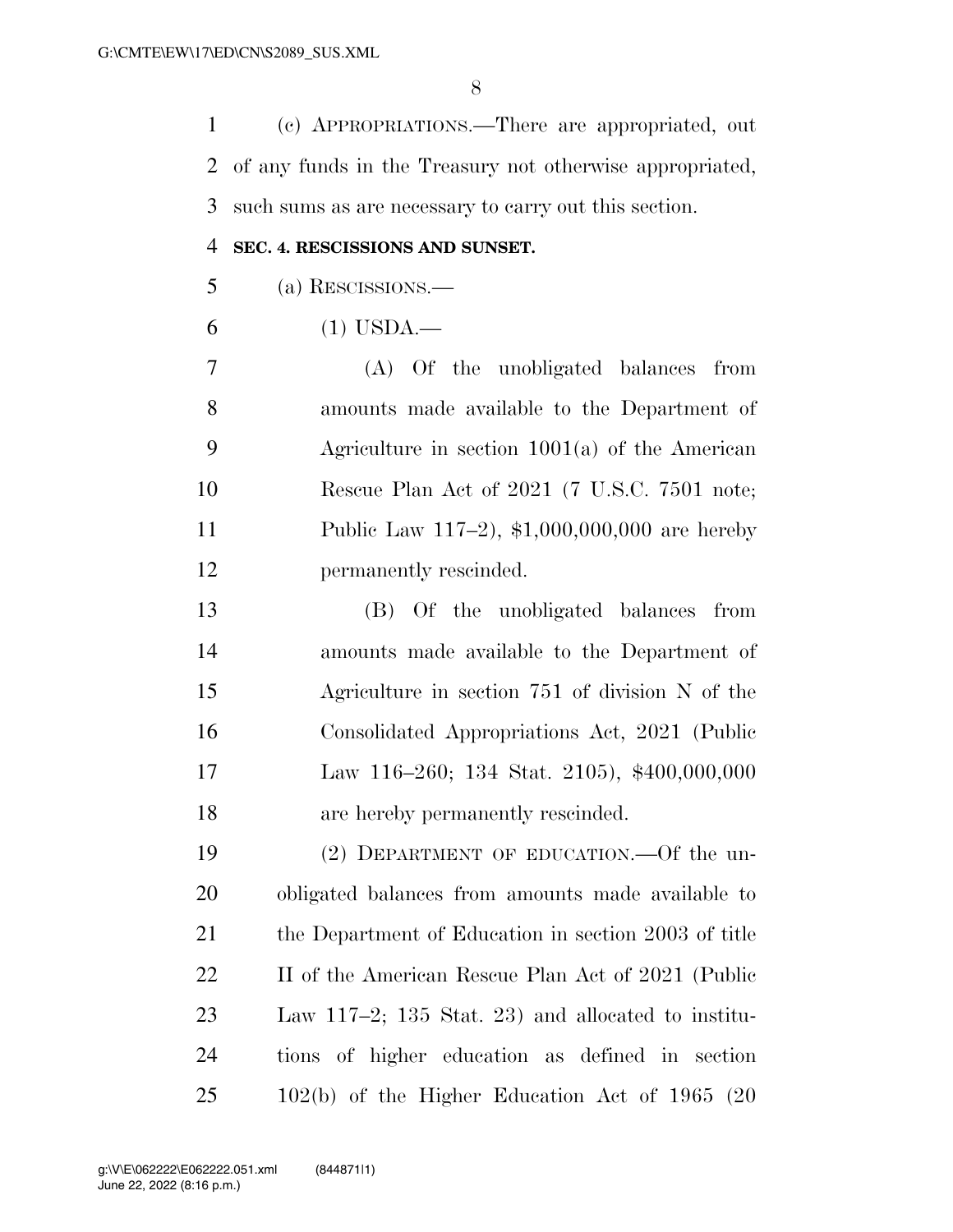(c) APPROPRIATIONS.—There are appropriated, out of any funds in the Treasury not otherwise appropriated, such sums as are necessary to carry out this section.

**SEC. 4. RESCISSIONS AND SUNSET.**

(a) RESCISSIONS.—

(1) USDA.—

(A) Of the unobligated balances from amounts made available to the Department of Agriculture in section 1001(a) of the American Rescue Plan Act of 2021 (7 U.S.C. 7501 note; Public Law 117–2), $1,000,000,000 are hereby permanently rescinded.

(B) Of the unobligated balances from amounts made available to the Department of Agriculture in section 751 of division N of the Consolidated Appropriations Act, 2021 (Public Law 116–260; 134 Stat. 2105), $400,000,000 are hereby permanently rescinded.

(2) DEPARTMENT OF EDUCATION.—Of the unobligated balances from amounts made available to the Department of Education in section 2003 of title II of the American Rescue Plan Act of 2021 (Public Law 117–2; 135 Stat. 23) and allocated to institutions of higher education as defined in section 102(b) of the Higher Education Act of 1965 (20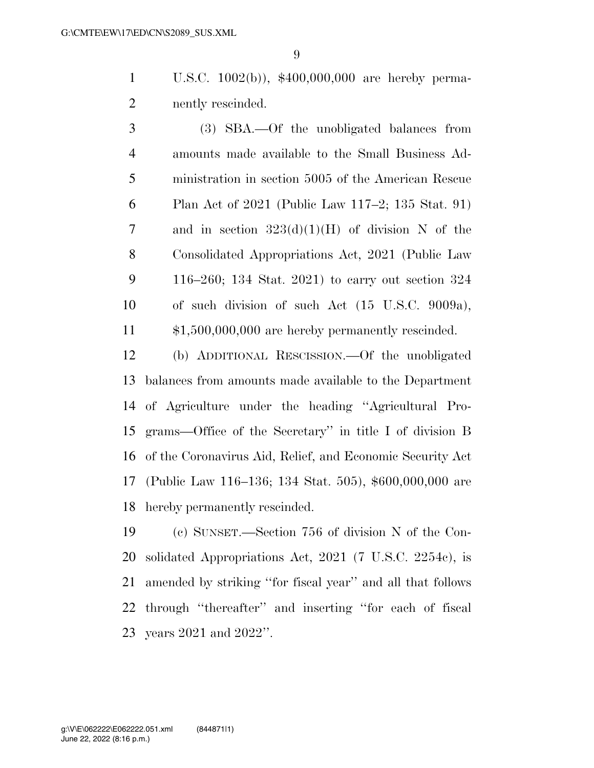U.S.C. 1002(b)), $400,000,000 are hereby permanently rescinded.

(3) SBA.—Of the unobligated balances from amounts made available to the Small Business Administration in section 5005 of the American Rescue Plan Act of 2021 (Public Law 117–2; 135 Stat. 91) and in section 323(d)(1)(H) of division N of the Consolidated Appropriations Act, 2021 (Public Law 116–260; 134 Stat. 2021) to carry out section 324 of such division of such Act (15 U.S.C. 9009a), $1,500,000,000 are hereby permanently rescinded.

(b) ADDITIONAL RESCISSION.—Of the unobligated balances from amounts made available to the Department of Agriculture under the heading ''Agricultural Programs—Office of the Secretary'' in title I of division B of the Coronavirus Aid, Relief, and Economic Security Act (Public Law 116–136; 134 Stat. 505), $600,000,000 are hereby permanently rescinded.

(c) SUNSET.—Section 756 of division N of the Consolidated Appropriations Act, 2021 (7 U.S.C. 2254c), is amended by striking ''for fiscal year'' and all that follows through ''thereafter'' and inserting ''for each of fiscal years 2021 and 2022''.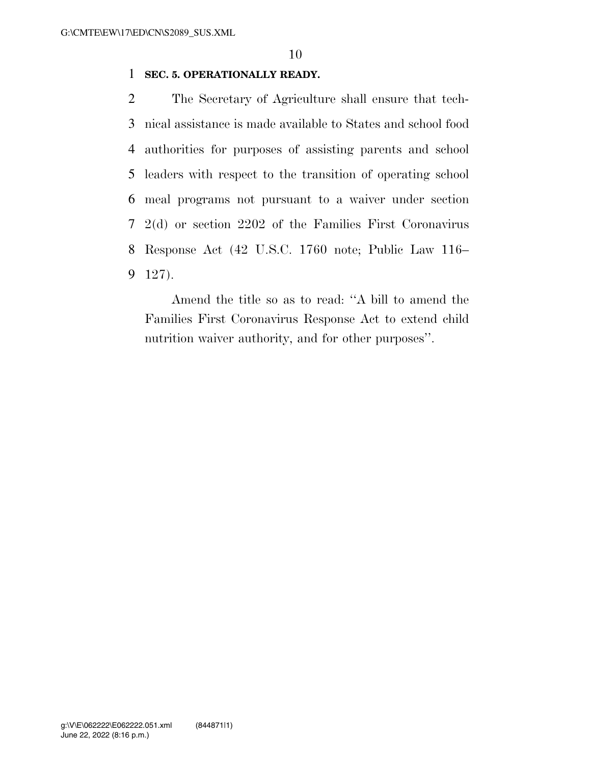**SEC. 5. OPERATIONALLY READY.**

The Secretary of Agriculture shall ensure that technical assistance is made available to States and school food authorities for purposes of assisting parents and school leaders with respect to the transition of operating school meal programs not pursuant to a waiver under section 2(d) or section 2202 of the Families First Coronavirus Response Act (42 U.S.C. 1760 note; Public Law 116–127).

Amend the title so as to read: ''A bill to amend the Families First Coronavirus Response Act to extend child nutrition waiver authority, and for other purposes''.